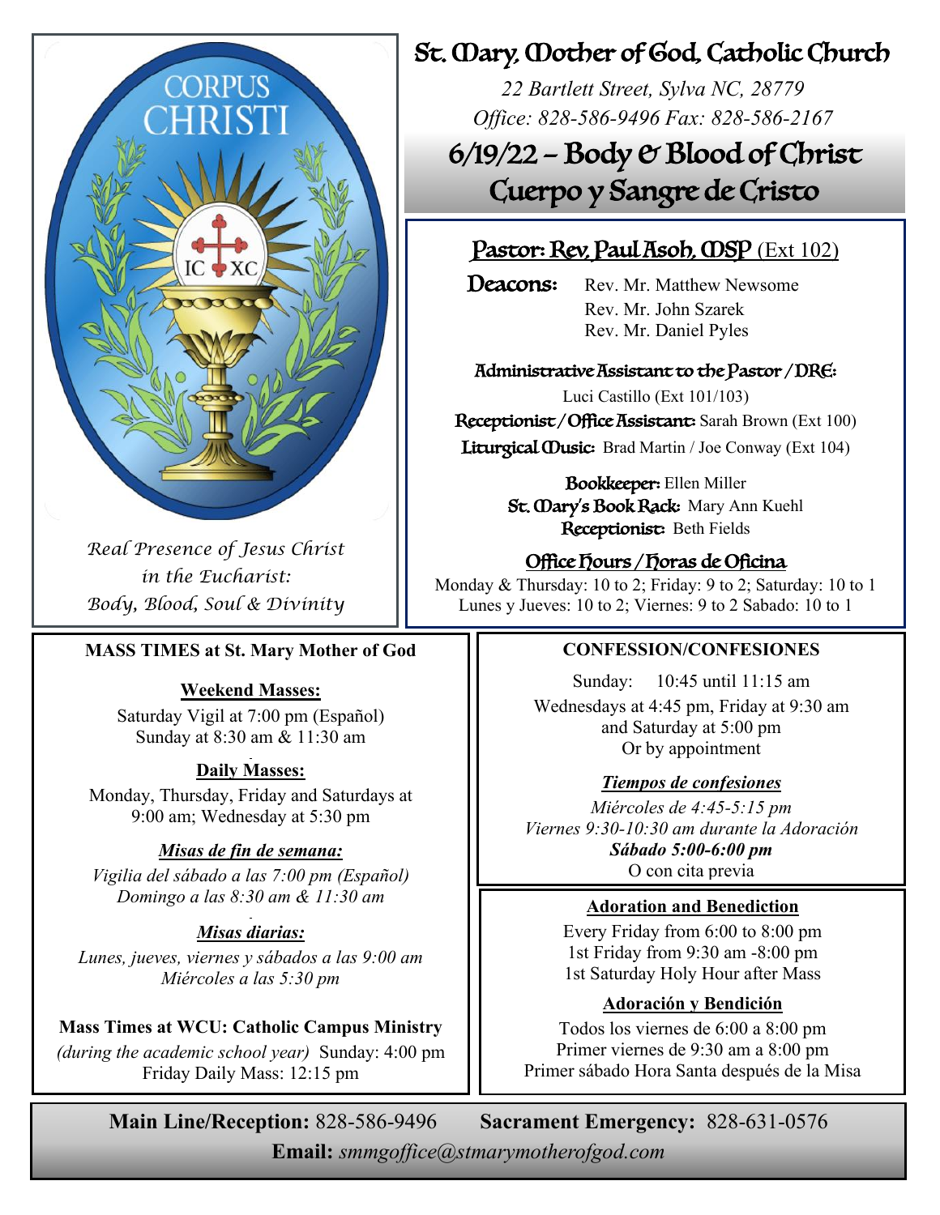CORPUS CHRISTI

IC XC

*Real Presence of Jesus Christ in the Eucharist: Body, Blood, Soul & Divinity*

# St. Mary, Mother of God, Catholic Church

*22 Bartlett Street, Sylva NC, 28779*
*Office: 828-586-9496 Fax: 828-586-2167*

## 6/19/22 – Body & Blood of Christ
## Cuerpo y Sangre de Cristo

**Pastor: Rev. Paul Asoh, MSP** (Ext 102)

**Deacons:** Rev. Mr. Matthew Newsome
Rev. Mr. John Szarek
Rev. Mr. Daniel Pyles

**Administrative Assistant to the Pastor / DRE:**
Luci Castillo (Ext 101/103)

**Receptionist / Office Assistant:** Sarah Brown (Ext 100)

**Liturgical Music:** Brad Martin / Joe Conway (Ext 104)

**Bookkeeper:** Ellen Miller

**St. Mary's Book Rack:** Mary Ann Kuehl

**Receptionist:** Beth Fields

**Office Hours / Horas de Oficina**

Monday & Thursday: 10 to 2; Friday: 9 to 2; Saturday: 10 to 1
Lunes y Jueves: 10 to 2; Viernes: 9 to 2 Sabado: 10 to 1

### MASS TIMES at St. Mary Mother of God

**Weekend Masses:**

Saturday Vigil at 7:00 pm (Español)
Sunday at 8:30 am & 11:30 am

**Daily Masses:**

Monday, Thursday, Friday and Saturdays at 9:00 am; Wednesday at 5:30 pm

***Misas de fin de semana:***

*Vigilia del sábado a las 7:00 pm (Español)*
*Domingo a las 8:30 am & 11:30 am*

***Misas diarias:***

*Lunes, jueves, viernes y sábados a las 9:00 am*
*Miércoles a las 5:30 pm*

**Mass Times at WCU: Catholic Campus Ministry**

*(during the academic school year)* Sunday: 4:00 pm
Friday Daily Mass: 12:15 pm

### CONFESSION/CONFESIONES

Sunday: 10:45 until 11:15 am
Wednesdays at 4:45 pm, Friday at 9:30 am and Saturday at 5:00 pm
Or by appointment

***Tiempos de confesiones***

*Miércoles de 4:45-5:15 pm*
*Viernes 9:30-10:30 am durante la Adoración*
***Sábado 5:00-6:00 pm***
O con cita previa

### Adoration and Benediction

Every Friday from 6:00 to 8:00 pm
1st Friday from 9:30 am -8:00 pm
1st Saturday Holy Hour after Mass

### Adoración y Bendición

Todos los viernes de 6:00 a 8:00 pm
Primer viernes de 9:30 am a 8:00 pm
Primer sábado Hora Santa después de la Misa

**Main Line/Reception:** 828-586-9496 **Sacrament Emergency:** 828-631-0576

**Email:** *smmgoffice@stmarymotherofgod.com*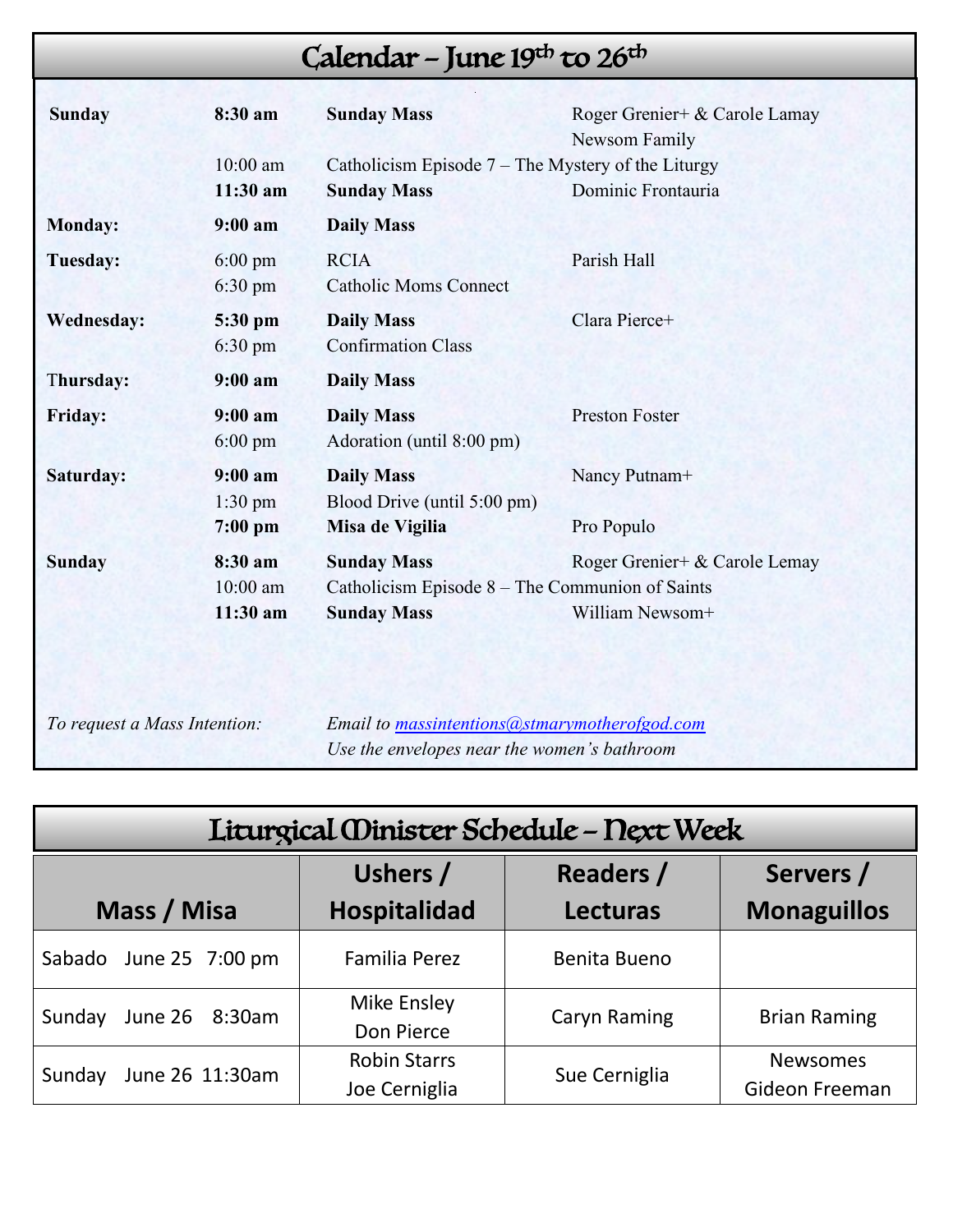## Calendar – June 19th to 26th

| | | | |
|---|---|---|---|
| **Sunday** | **8:30 am** | **Sunday Mass** | Roger Grenier+ & Carole Lamay<br>Newsom Family |
| | 10:00 am | Catholicism Episode 7 – The Mystery of the Liturgy | |
| | **11:30 am** | **Sunday Mass** | Dominic Frontauria |
| **Monday:** | **9:00 am** | **Daily Mass** | |
| **Tuesday:** | 6:00 pm | RCIA | Parish Hall |
| | 6:30 pm | Catholic Moms Connect | |
| **Wednesday:** | **5:30 pm** | **Daily Mass** | Clara Pierce+ |
| | 6:30 pm | Confirmation Class | |
| **Thursday:** | **9:00 am** | **Daily Mass** | |
| **Friday:** | **9:00 am** | **Daily Mass** | Preston Foster |
| | 6:00 pm | Adoration (until 8:00 pm) | |
| **Saturday:** | **9:00 am** | **Daily Mass** | Nancy Putnam+ |
| | 1:30 pm | Blood Drive (until 5:00 pm) | |
| | **7:00 pm** | **Misa de Vigilia** | Pro Populo |
| **Sunday** | **8:30 am** | **Sunday Mass** | Roger Grenier+ & Carole Lemay |
| | 10:00 am | Catholicism Episode 8 – The Communion of Saints | |
| | **11:30 am** | **Sunday Mass** | William Newsom+ |

*To request a Mass Intention:* *Email to massintentions@stmarymotherofgod.com*
*Use the envelopes near the women's bathroom*

## Liturgical Minister Schedule – Next Week

| Mass / Misa | Ushers / Hospitalidad | Readers / Lecturas | Servers / Monaguillos |
|---|---|---|---|
| Sabado June 25 7:00 pm | Familia Perez | Benita Bueno | |
| Sunday June 26 8:30am | Mike Ensley<br>Don Pierce | Caryn Raming | Brian Raming |
| Sunday June 26 11:30am | Robin Starrs<br>Joe Cerniglia | Sue Cerniglia | Newsomes<br>Gideon Freeman |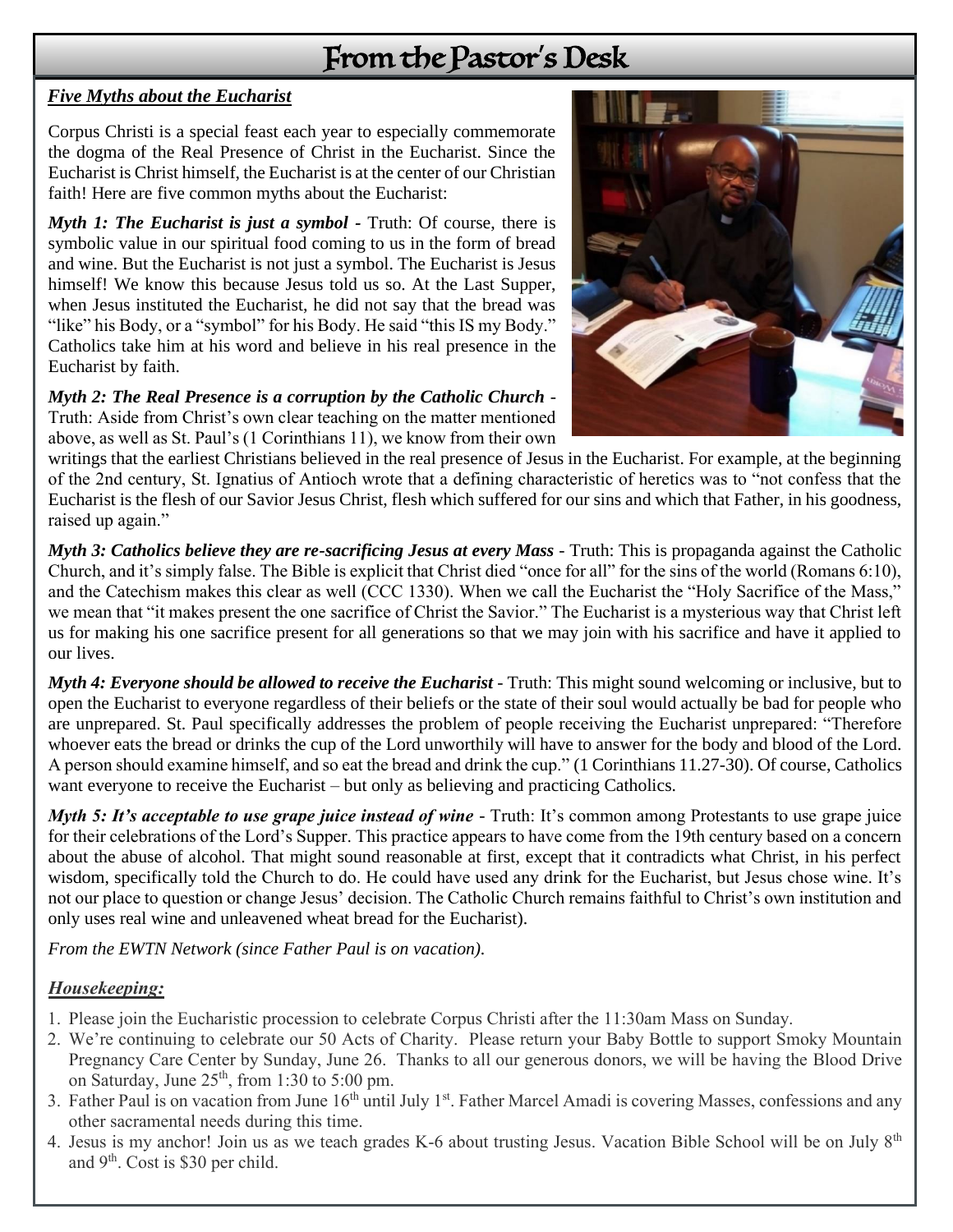# From the Pastor's Desk

***Five Myths about the Eucharist***

Corpus Christi is a special feast each year to especially commemorate the dogma of the Real Presence of Christ in the Eucharist. Since the Eucharist is Christ himself, the Eucharist is at the center of our Christian faith! Here are five common myths about the Eucharist:

***Myth 1: The Eucharist is just a symbol*** - Truth: Of course, there is symbolic value in our spiritual food coming to us in the form of bread and wine. But the Eucharist is not just a symbol. The Eucharist is Jesus himself! We know this because Jesus told us so. At the Last Supper, when Jesus instituted the Eucharist, he did not say that the bread was "like" his Body, or a "symbol" for his Body. He said "this IS my Body." Catholics take him at his word and believe in his real presence in the Eucharist by faith.

***Myth 2: The Real Presence is a corruption by the Catholic Church*** - Truth: Aside from Christ's own clear teaching on the matter mentioned above, as well as St. Paul's (1 Corinthians 11), we know from their own writings that the earliest Christians believed in the real presence of Jesus in the Eucharist. For example, at the beginning of the 2nd century, St. Ignatius of Antioch wrote that a defining characteristic of heretics was to "not confess that the Eucharist is the flesh of our Savior Jesus Christ, flesh which suffered for our sins and which that Father, in his goodness, raised up again."

***Myth 3: Catholics believe they are re-sacrificing Jesus at every Mass*** - Truth: This is propaganda against the Catholic Church, and it's simply false. The Bible is explicit that Christ died "once for all" for the sins of the world (Romans 6:10), and the Catechism makes this clear as well (CCC 1330). When we call the Eucharist the "Holy Sacrifice of the Mass," we mean that "it makes present the one sacrifice of Christ the Savior." The Eucharist is a mysterious way that Christ left us for making his one sacrifice present for all generations so that we may join with his sacrifice and have it applied to our lives.

***Myth 4: Everyone should be allowed to receive the Eucharist*** - Truth: This might sound welcoming or inclusive, but to open the Eucharist to everyone regardless of their beliefs or the state of their soul would actually be bad for people who are unprepared. St. Paul specifically addresses the problem of people receiving the Eucharist unprepared: "Therefore whoever eats the bread or drinks the cup of the Lord unworthily will have to answer for the body and blood of the Lord. A person should examine himself, and so eat the bread and drink the cup." (1 Corinthians 11.27-30). Of course, Catholics want everyone to receive the Eucharist – but only as believing and practicing Catholics.

***Myth 5: It's acceptable to use grape juice instead of wine*** - Truth: It's common among Protestants to use grape juice for their celebrations of the Lord's Supper. This practice appears to have come from the 19th century based on a concern about the abuse of alcohol. That might sound reasonable at first, except that it contradicts what Christ, in his perfect wisdom, specifically told the Church to do. He could have used any drink for the Eucharist, but Jesus chose wine. It's not our place to question or change Jesus' decision. The Catholic Church remains faithful to Christ's own institution and only uses real wine and unleavened wheat bread for the Eucharist).

*From the EWTN Network (since Father Paul is on vacation).*

***Housekeeping:***

1. Please join the Eucharistic procession to celebrate Corpus Christi after the 11:30am Mass on Sunday.
2. We're continuing to celebrate our 50 Acts of Charity. Please return your Baby Bottle to support Smoky Mountain Pregnancy Care Center by Sunday, June 26. Thanks to all our generous donors, we will be having the Blood Drive on Saturday, June 25th, from 1:30 to 5:00 pm.
3. Father Paul is on vacation from June 16th until July 1st. Father Marcel Amadi is covering Masses, confessions and any other sacramental needs during this time.
4. Jesus is my anchor! Join us as we teach grades K-6 about trusting Jesus. Vacation Bible School will be on July 8th and 9th. Cost is $30 per child.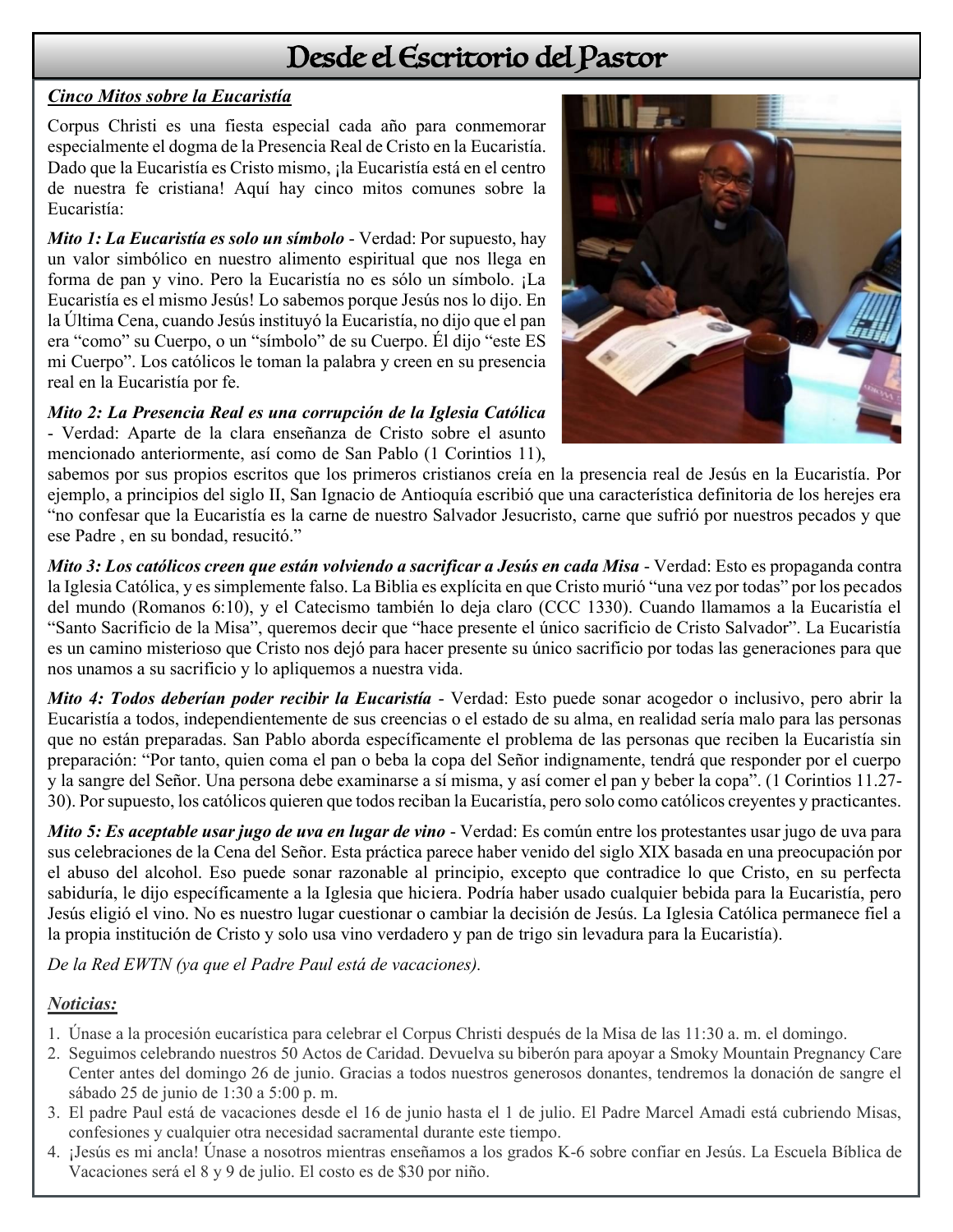# Desde el Escritorio del Pastor

***Cinco Mitos sobre la Eucaristía***

Corpus Christi es una fiesta especial cada año para conmemorar especialmente el dogma de la Presencia Real de Cristo en la Eucaristía. Dado que la Eucaristía es Cristo mismo, ¡la Eucaristía está en el centro de nuestra fe cristiana! Aquí hay cinco mitos comunes sobre la Eucaristía:

***Mito 1: La Eucaristía es solo un símbolo*** - Verdad: Por supuesto, hay un valor simbólico en nuestro alimento espiritual que nos llega en forma de pan y vino. Pero la Eucaristía no es sólo un símbolo. ¡La Eucaristía es el mismo Jesús! Lo sabemos porque Jesús nos lo dijo. En la Última Cena, cuando Jesús instituyó la Eucaristía, no dijo que el pan era "como" su Cuerpo, o un "símbolo" de su Cuerpo. Él dijo "este ES mi Cuerpo". Los católicos le toman la palabra y creen en su presencia real en la Eucaristía por fe.

***Mito 2: La Presencia Real es una corrupción de la Iglesia Católica*** - Verdad: Aparte de la clara enseñanza de Cristo sobre el asunto mencionado anteriormente, así como de San Pablo (1 Corintios 11), sabemos por sus propios escritos que los primeros cristianos creía en la presencia real de Jesús en la Eucaristía. Por ejemplo, a principios del siglo II, San Ignacio de Antioquía escribió que una característica definitoria de los herejes era "no confesar que la Eucaristía es la carne de nuestro Salvador Jesucristo, carne que sufrió por nuestros pecados y que ese Padre , en su bondad, resucitó."

***Mito 3: Los católicos creen que están volviendo a sacrificar a Jesús en cada Misa*** - Verdad: Esto es propaganda contra la Iglesia Católica, y es simplemente falso. La Biblia es explícita en que Cristo murió "una vez por todas" por los pecados del mundo (Romanos 6:10), y el Catecismo también lo deja claro (CCC 1330). Cuando llamamos a la Eucaristía el "Santo Sacrificio de la Misa", queremos decir que "hace presente el único sacrificio de Cristo Salvador". La Eucaristía es un camino misterioso que Cristo nos dejó para hacer presente su único sacrificio por todas las generaciones para que nos unamos a su sacrificio y lo apliquemos a nuestra vida.

***Mito 4: Todos deberían poder recibir la Eucaristía*** - Verdad: Esto puede sonar acogedor o inclusivo, pero abrir la Eucaristía a todos, independientemente de sus creencias o el estado de su alma, en realidad sería malo para las personas que no están preparadas. San Pablo aborda específicamente el problema de las personas que reciben la Eucaristía sin preparación: "Por tanto, quien coma el pan o beba la copa del Señor indignamente, tendrá que responder por el cuerpo y la sangre del Señor. Una persona debe examinarse a sí misma, y así comer el pan y beber la copa". (1 Corintios 11.27-30). Por supuesto, los católicos quieren que todos reciban la Eucaristía, pero solo como católicos creyentes y practicantes.

***Mito 5: Es aceptable usar jugo de uva en lugar de vino*** - Verdad: Es común entre los protestantes usar jugo de uva para sus celebraciones de la Cena del Señor. Esta práctica parece haber venido del siglo XIX basada en una preocupación por el abuso del alcohol. Eso puede sonar razonable al principio, excepto que contradice lo que Cristo, en su perfecta sabiduría, le dijo específicamente a la Iglesia que hiciera. Podría haber usado cualquier bebida para la Eucaristía, pero Jesús eligió el vino. No es nuestro lugar cuestionar o cambiar la decisión de Jesús. La Iglesia Católica permanece fiel a la propia institución de Cristo y solo usa vino verdadero y pan de trigo sin levadura para la Eucaristía).

*De la Red EWTN (ya que el Padre Paul está de vacaciones).*

***Noticias:***

1. Únase a la procesión eucarística para celebrar el Corpus Christi después de la Misa de las 11:30 a. m. el domingo.
2. Seguimos celebrando nuestros 50 Actos de Caridad. Devuelva su biberón para apoyar a Smoky Mountain Pregnancy Care Center antes del domingo 26 de junio. Gracias a todos nuestros generosos donantes, tendremos la donación de sangre el sábado 25 de junio de 1:30 a 5:00 p. m.
3. El padre Paul está de vacaciones desde el 16 de junio hasta el 1 de julio. El Padre Marcel Amadi está cubriendo Misas, confesiones y cualquier otra necesidad sacramental durante este tiempo.
4. ¡Jesús es mi ancla! Únase a nosotros mientras enseñamos a los grados K-6 sobre confiar en Jesús. La Escuela Bíblica de Vacaciones será el 8 y 9 de julio. El costo es de $30 por niño.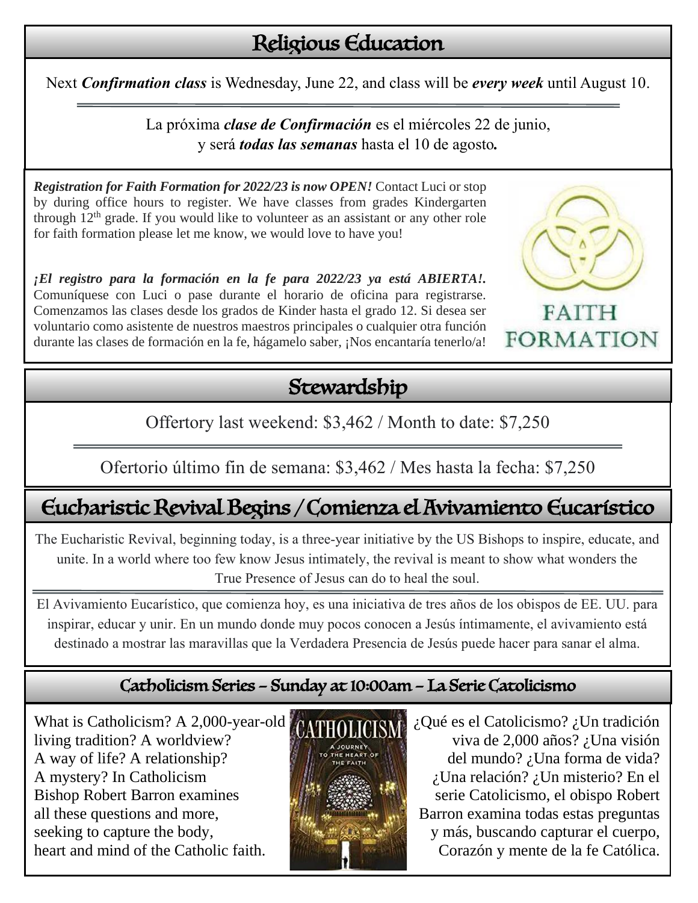## Religious Education

Next ***Confirmation class*** is Wednesday, June 22, and class will be ***every week*** until August 10.

---

La próxima ***clase de Confirmación*** es el miércoles 22 de junio,
y será ***todas las semanas*** hasta el 10 de agosto.

***Registration for Faith Formation for 2022/23 is now OPEN!*** Contact Luci or stop by during office hours to register. We have classes from grades Kindergarten through 12th grade. If you would like to volunteer as an assistant or any other role for faith formation please let me know, we would love to have you!

***¡El registro para la formación en la fe para 2022/23 ya está ABIERTA!.*** Comuníquese con Luci o pase durante el horario de oficina para registrarse. Comenzamos las clases desde los grados de Kinder hasta el grado 12. Si desea ser voluntario como asistente de nuestros maestros principales o cualquier otra función durante las clases de formación en la fe, hágamelo saber, ¡Nos encantaría tenerlo/a!

FAITH FORMATION

## Stewardship

Offertory last weekend: $3,462 / Month to date: $7,250

---

Ofertorio último fin de semana: $3,462 / Mes hasta la fecha: $7,250

## Eucharistic Revival Begins / Comienza el Avivamiento Eucarístico

The Eucharistic Revival, beginning today, is a three-year initiative by the US Bishops to inspire, educate, and unite. In a world where too few know Jesus intimately, the revival is meant to show what wonders the True Presence of Jesus can do to heal the soul.

---

El Avivamiento Eucarístico, que comienza hoy, es una iniciativa de tres años de los obispos de EE. UU. para inspirar, educar y unir. En un mundo donde muy pocos conocen a Jesús íntimamente, el avivamiento está destinado a mostrar las maravillas que la Verdadera Presencia de Jesús puede hacer para sanar el alma.

### Catholicism Series – Sunday at 10:00am – La Serie Catolicismo

What is Catholicism? A 2,000-year-old living tradition? A worldview? A way of life? A relationship? A mystery? In Catholicism Bishop Robert Barron examines all these questions and more, seeking to capture the body, heart and mind of the Catholic faith.

¿Qué es el Catolicismo? ¿Un tradición viva de 2,000 años? ¿Una visión del mundo? ¿Una forma de vida? ¿Una relación? ¿Un misterio? En el serie Catolicismo, el obispo Robert Barron examina todas estas preguntas y más, buscando capturar el cuerpo, Corazón y mente de la fe Católica.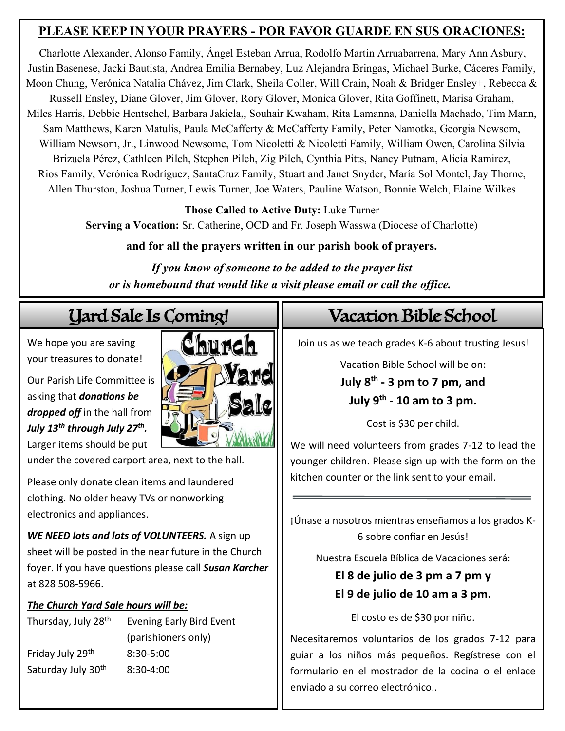## PLEASE KEEP IN YOUR PRAYERS - POR FAVOR GUARDE EN SUS ORACIONES:

Charlotte Alexander, Alonso Family, Ángel Esteban Arrua, Rodolfo Martin Arruabarrena, Mary Ann Asbury, Justin Basenese, Jacki Bautista, Andrea Emilia Bernabey, Luz Alejandra Bringas, Michael Burke, Cáceres Family, Moon Chung, Verónica Natalia Chávez, Jim Clark, Sheila Coller, Will Crain, Noah & Bridger Ensley+, Rebecca & Russell Ensley, Diane Glover, Jim Glover, Rory Glover, Monica Glover, Rita Goffinett, Marisa Graham, Miles Harris, Debbie Hentschel, Barbara Jakiela,, Souhair Kwaham, Rita Lamanna, Daniella Machado, Tim Mann, Sam Matthews, Karen Matulis, Paula McCafferty & McCafferty Family, Peter Namotka, Georgia Newsom, William Newsom, Jr., Linwood Newsome, Tom Nicoletti & Nicoletti Family, William Owen, Carolina Silvia Brizuela Pérez, Cathleen Pilch, Stephen Pilch, Zig Pilch, Cynthia Pitts, Nancy Putnam, Alicia Ramirez, Rios Family, Verónica Rodríguez, SantaCruz Family, Stuart and Janet Snyder, María Sol Montel, Jay Thorne, Allen Thurston, Joshua Turner, Lewis Turner, Joe Waters, Pauline Watson, Bonnie Welch, Elaine Wilkes

**Those Called to Active Duty:** Luke Turner
**Serving a Vocation:** Sr. Catherine, OCD and Fr. Joseph Wasswa (Diocese of Charlotte)

**and for all the prayers written in our parish book of prayers.**

***If you know of someone to be added to the prayer list or is homebound that would like a visit please email or call the office.***

## Yard Sale Is Coming!

Church Yard Sale

We hope you are saving your treasures to donate!

Our Parish Life Committee is asking that ***donations be dropped off*** in the hall from ***July 13th through July 27th.*** Larger items should be put under the covered carport area, next to the hall.

Please only donate clean items and laundered clothing. No older heavy TVs or nonworking electronics and appliances.

***WE NEED lots and lots of VOLUNTEERS.*** A sign up sheet will be posted in the near future in the Church foyer. If you have questions please call ***Susan Karcher*** at 828 508-5966.

***The Church Yard Sale hours will be:***

| | |
|---|---|
| Thursday, July 28th | Evening Early Bird Event (parishioners only) |
| Friday July 29th | 8:30-5:00 |
| Saturday July 30th | 8:30-4:00 |

## Vacation Bible School

Join us as we teach grades K-6 about trusting Jesus!

Vacation Bible School will be on:

**July 8th - 3 pm to 7 pm, and**
**July 9th - 10 am to 3 pm.**

Cost is $30 per child.

We will need volunteers from grades 7-12 to lead the younger children. Please sign up with the form on the kitchen counter or the link sent to your email.

---

¡Únase a nosotros mientras enseñamos a los grados K-6 sobre confiar en Jesús!

Nuestra Escuela Bíblica de Vacaciones será:

**El 8 de julio de 3 pm a 7 pm y**
**El 9 de julio de 10 am a 3 pm.**

El costo es de $30 por niño.

Necesitaremos voluntarios de los grados 7-12 para guiar a los niños más pequeños. Regístrese con el formulario en el mostrador de la cocina o el enlace enviado a su correo electrónico..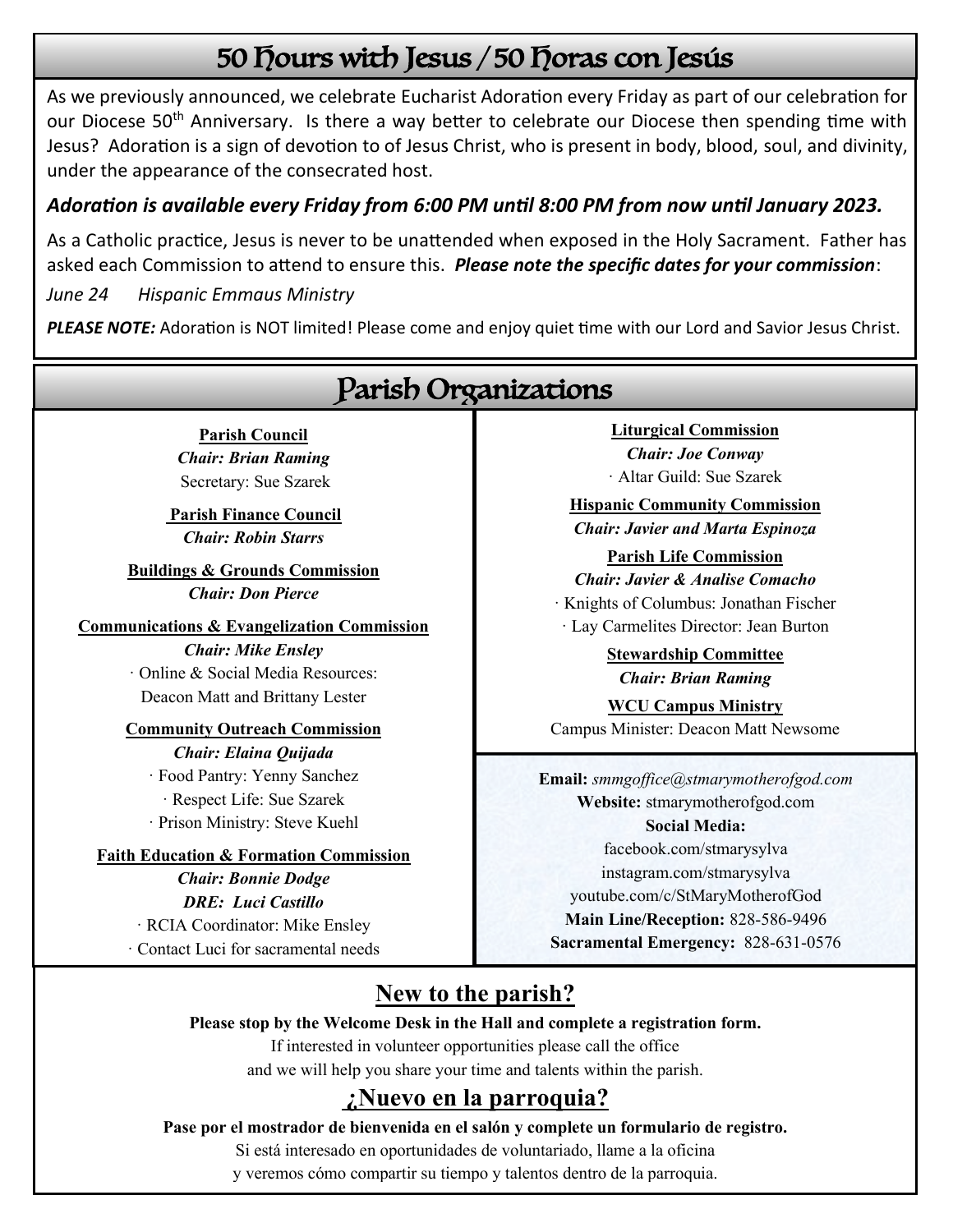# 50 Hours with Jesus / 50 Horas con Jesús

As we previously announced, we celebrate Eucharist Adoration every Friday as part of our celebration for our Diocese 50th Anniversary. Is there a way better to celebrate our Diocese then spending time with Jesus? Adoration is a sign of devotion to of Jesus Christ, who is present in body, blood, soul, and divinity, under the appearance of the consecrated host.

***Adoration is available every Friday from 6:00 PM until 8:00 PM from now until January 2023.***

As a Catholic practice, Jesus is never to be unattended when exposed in the Holy Sacrament. Father has asked each Commission to attend to ensure this. ***Please note the specific dates for your commission***:

*June 24 Hispanic Emmaus Ministry*

***PLEASE NOTE:*** Adoration is NOT limited! Please come and enjoy quiet time with our Lord and Savior Jesus Christ.

# Parish Organizations

**Parish Council**
***Chair: Brian Raming***
Secretary: Sue Szarek

**Parish Finance Council**
***Chair: Robin Starrs***

**Buildings & Grounds Commission**
***Chair: Don Pierce***

**Communications & Evangelization Commission**
***Chair: Mike Ensley***
· Online & Social Media Resources: Deacon Matt and Brittany Lester

**Community Outreach Commission**
***Chair: Elaina Quijada***
· Food Pantry: Yenny Sanchez
· Respect Life: Sue Szarek
· Prison Ministry: Steve Kuehl

**Faith Education & Formation Commission**
***Chair: Bonnie Dodge***
***DRE: Luci Castillo***
· RCIA Coordinator: Mike Ensley
· Contact Luci for sacramental needs

**Liturgical Commission**
***Chair: Joe Conway***
· Altar Guild: Sue Szarek

**Hispanic Community Commission**
***Chair: Javier and Marta Espinoza***

**Parish Life Commission**
***Chair: Javier & Analise Comacho***
· Knights of Columbus: Jonathan Fischer
· Lay Carmelites Director: Jean Burton

**Stewardship Committee**
***Chair: Brian Raming***

**WCU Campus Ministry**
Campus Minister: Deacon Matt Newsome

**Email:** *smmgoffice@stmarymotherofgod.com*
**Website:** stmarymotherofgod.com
**Social Media:**
facebook.com/stmarysylva
instagram.com/stmarysylva
youtube.com/c/StMaryMotherofGod
**Main Line/Reception:** 828-586-9496
**Sacramental Emergency:** 828-631-0576

## New to the parish?

**Please stop by the Welcome Desk in the Hall and complete a registration form.**
If interested in volunteer opportunities please call the office and we will help you share your time and talents within the parish.

## ¿Nuevo en la parroquia?

**Pase por el mostrador de bienvenida en el salón y complete un formulario de registro.**
Si está interesado en oportunidades de voluntariado, llame a la oficina y veremos cómo compartir su tiempo y talentos dentro de la parroquia.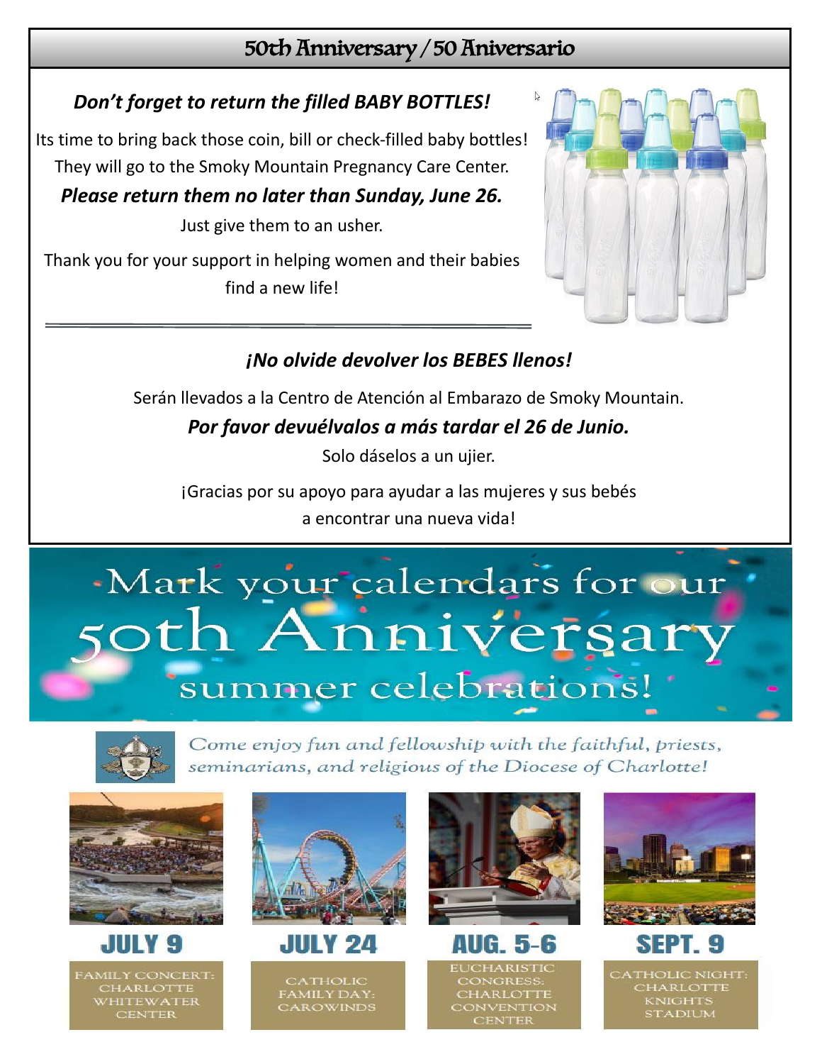## 50th Anniversary / 50 Aniversario

***Don't forget to return the filled BABY BOTTLES!***

Its time to bring back those coin, bill or check-filled baby bottles! They will go to the Smoky Mountain Pregnancy Care Center.

***Please return them no later than Sunday, June 26.***

Just give them to an usher.

Thank you for your support in helping women and their babies find a new life!

---

***¡No olvide devolver los BEBES llenos!***

Serán llevados a la Centro de Atención al Embarazo de Smoky Mountain.

***Por favor devuélvalos a más tardar el 26 de Junio.***

Solo dáselos a un ujier.

¡Gracias por su apoyo para ayudar a las mujeres y sus bebés a encontrar una nueva vida!

# Mark your calendars for our 50th Anniversary summer celebrations!

*Come enjoy fun and fellowship with the faithful, priests, seminarians, and religious of the Diocese of Charlotte!*

**JULY 9**
FAMILY CONCERT: CHARLOTTE WHITEWATER CENTER

**JULY 24**
CATHOLIC FAMILY DAY: CAROWINDS

**AUG. 5-6**
EUCHARISTIC CONGRESS: CHARLOTTE CONVENTION CENTER

**SEPT. 9**
CATHOLIC NIGHT: CHARLOTTE KNIGHTS STADIUM